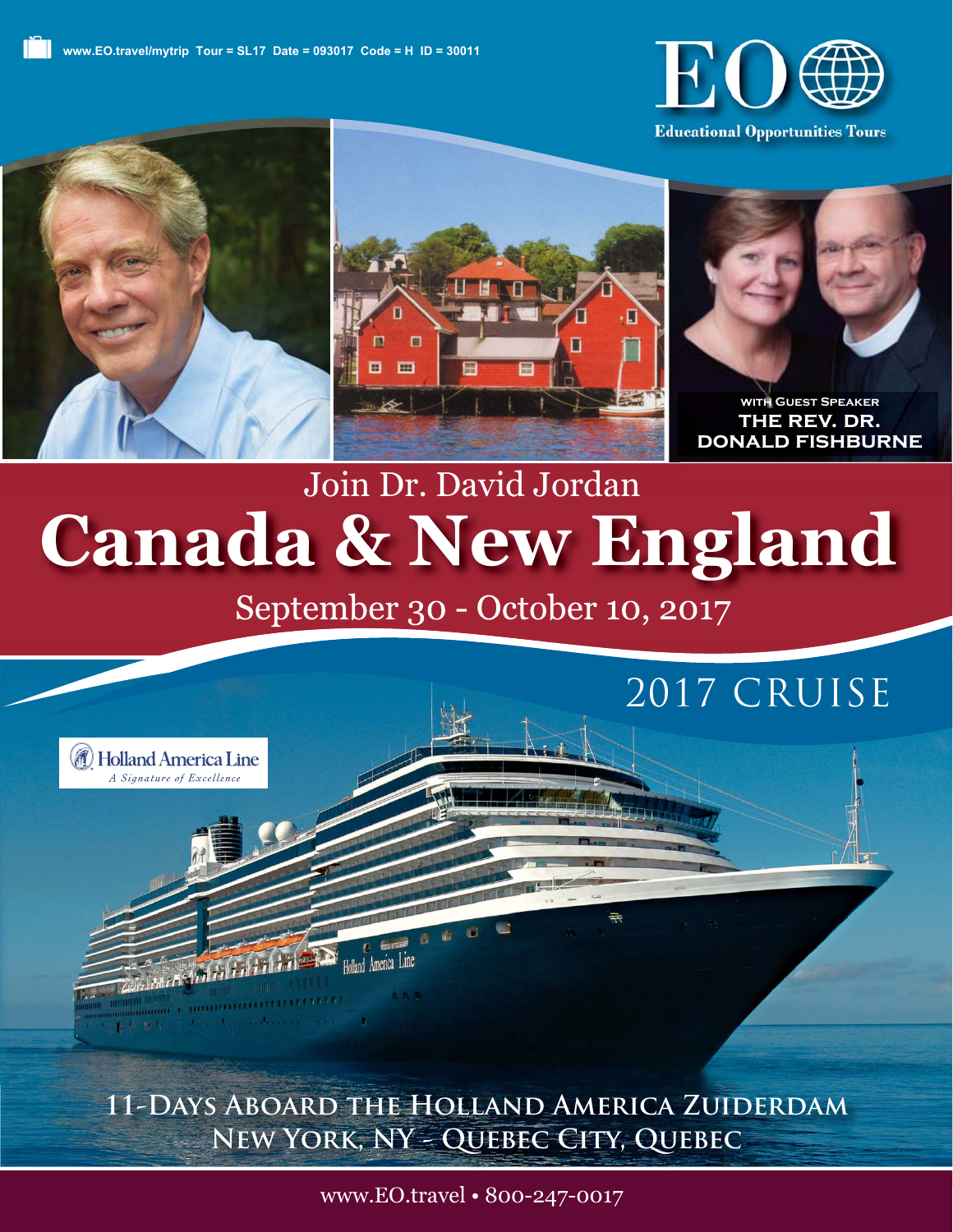www.EO.travel/mytrip Tour = SL17 Date = 093017 Code = H ID = 30011

**EO** Educational Opportunities Tours

WITH GUEST SPEAKER
**THE REV. DR. DONALD FISHBURNE**

## Join Dr. David Jordan

# Canada & New England

## September 30 - October 10, 2017

## 2017 CRUISE

Holland America Line
*A Signature of Excellence*

**11-DAYS ABOARD THE HOLLAND AMERICA ZUIDERDAM**
**NEW YORK, NY - QUEBEC CITY, QUEBEC**

www.EO.travel • 800-247-0017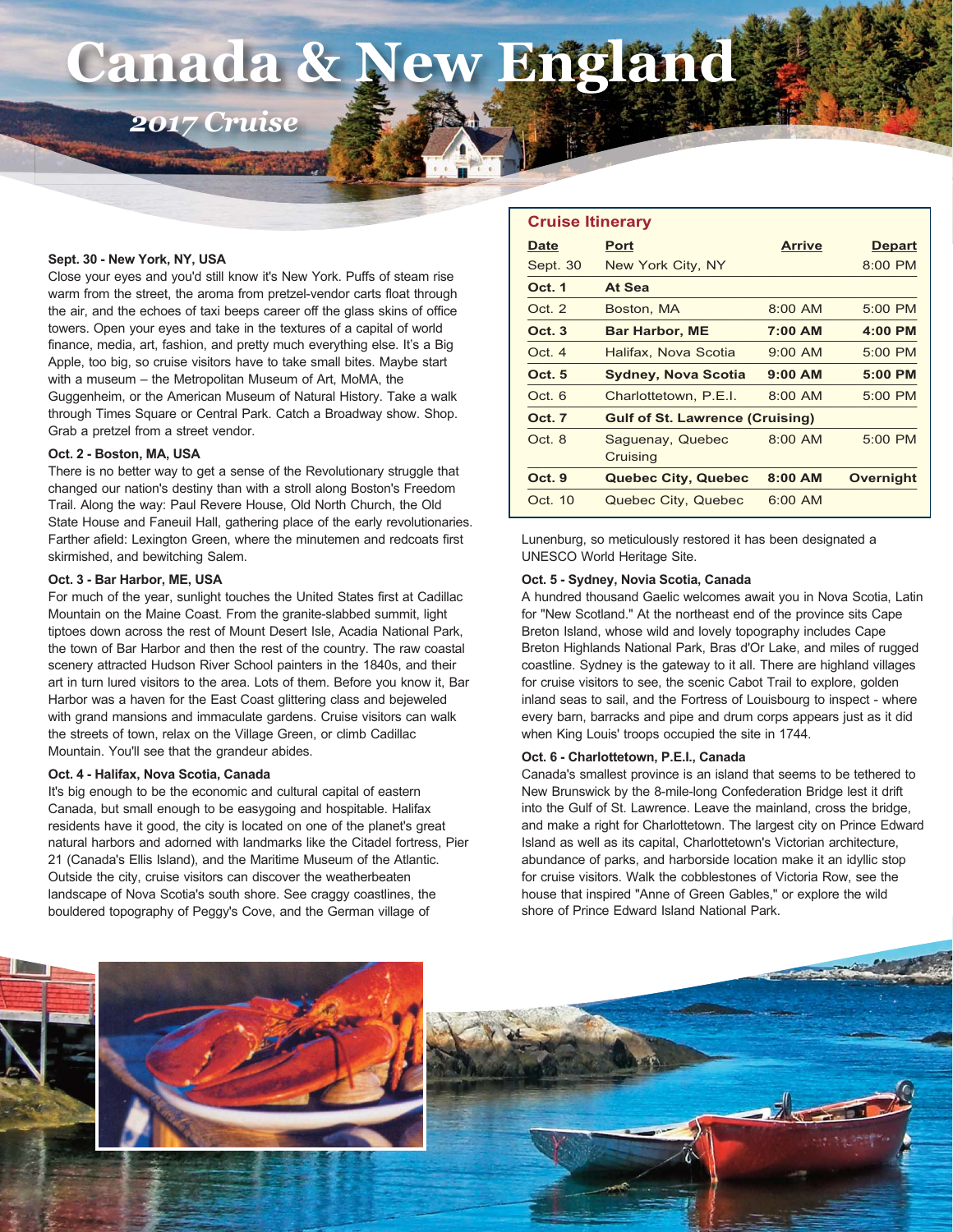# Canada & New England

*2017 Cruise*

**Sept. 30 - New York, NY, USA**

Close your eyes and you'd still know it's New York. Puffs of steam rise warm from the street, the aroma from pretzel-vendor carts float through the air, and the echoes of taxi beeps career off the glass skins of office towers. Open your eyes and take in the textures of a capital of world finance, media, art, fashion, and pretty much everything else. It's a Big Apple, too big, so cruise visitors have to take small bites. Maybe start with a museum – the Metropolitan Museum of Art, MoMA, the Guggenheim, or the American Museum of Natural History. Take a walk through Times Square or Central Park. Catch a Broadway show. Shop. Grab a pretzel from a street vendor.

**Oct. 2 - Boston, MA, USA**

There is no better way to get a sense of the Revolutionary struggle that changed our nation's destiny than with a stroll along Boston's Freedom Trail. Along the way: Paul Revere House, Old North Church, the Old State House and Faneuil Hall, gathering place of the early revolutionaries. Farther afield: Lexington Green, where the minutemen and redcoats first skirmished, and bewitching Salem.

**Oct. 3 - Bar Harbor, ME, USA**

For much of the year, sunlight touches the United States first at Cadillac Mountain on the Maine Coast. From the granite-slabbed summit, light tiptoes down across the rest of Mount Desert Isle, Acadia National Park, the town of Bar Harbor and then the rest of the country. The raw coastal scenery attracted Hudson River School painters in the 1840s, and their art in turn lured visitors to the area. Lots of them. Before you know it, Bar Harbor was a haven for the East Coast glittering class and bejeweled with grand mansions and immaculate gardens. Cruise visitors can walk the streets of town, relax on the Village Green, or climb Cadillac Mountain. You'll see that the grandeur abides.

**Oct. 4 - Halifax, Nova Scotia, Canada**

It's big enough to be the economic and cultural capital of eastern Canada, but small enough to be easygoing and hospitable. Halifax residents have it good, the city is located on one of the planet's great natural harbors and adorned with landmarks like the Citadel fortress, Pier 21 (Canada's Ellis Island), and the Maritime Museum of the Atlantic. Outside the city, cruise visitors can discover the weatherbeaten landscape of Nova Scotia's south shore. See craggy coastlines, the bouldered topography of Peggy's Cove, and the German village of Lunenburg, so meticulously restored it has been designated a UNESCO World Heritage Site.

## Cruise Itinerary

| Date | Port | Arrive | Depart |
|---|---|---|---|
| Sept. 30 | New York City, NY | | 8:00 PM |
| **Oct. 1** | **At Sea** | | |
| Oct. 2 | Boston, MA | 8:00 AM | 5:00 PM |
| **Oct. 3** | **Bar Harbor, ME** | **7:00 AM** | **4:00 PM** |
| Oct. 4 | Halifax, Nova Scotia | 9:00 AM | 5:00 PM |
| **Oct. 5** | **Sydney, Nova Scotia** | **9:00 AM** | **5:00 PM** |
| Oct. 6 | Charlottetown, P.E.I. | 8:00 AM | 5:00 PM |
| **Oct. 7** | **Gulf of St. Lawrence (Cruising)** | | |
| Oct. 8 | Saguenay, Quebec Cruising | 8:00 AM | 5:00 PM |
| **Oct. 9** | **Quebec City, Quebec** | **8:00 AM** | **Overnight** |
| Oct. 10 | Quebec City, Quebec | 6:00 AM | |

**Oct. 5 - Sydney, Novia Scotia, Canada**

A hundred thousand Gaelic welcomes await you in Nova Scotia, Latin for "New Scotland." At the northeast end of the province sits Cape Breton Island, whose wild and lovely topography includes Cape Breton Highlands National Park, Bras d'Or Lake, and miles of rugged coastline. Sydney is the gateway to it all. There are highland villages for cruise visitors to see, the scenic Cabot Trail to explore, golden inland seas to sail, and the Fortress of Louisbourg to inspect - where every barn, barracks and pipe and drum corps appears just as it did when King Louis' troops occupied the site in 1744.

**Oct. 6 - Charlottetown, P.E.I., Canada**

Canada's smallest province is an island that seems to be tethered to New Brunswick by the 8-mile-long Confederation Bridge lest it drift into the Gulf of St. Lawrence. Leave the mainland, cross the bridge, and make a right for Charlottetown. The largest city on Prince Edward Island as well as its capital, Charlottetown's Victorian architecture, abundance of parks, and harborside location make it an idyllic stop for cruise visitors. Walk the cobblestones of Victoria Row, see the house that inspired "Anne of Green Gables," or explore the wild shore of Prince Edward Island National Park.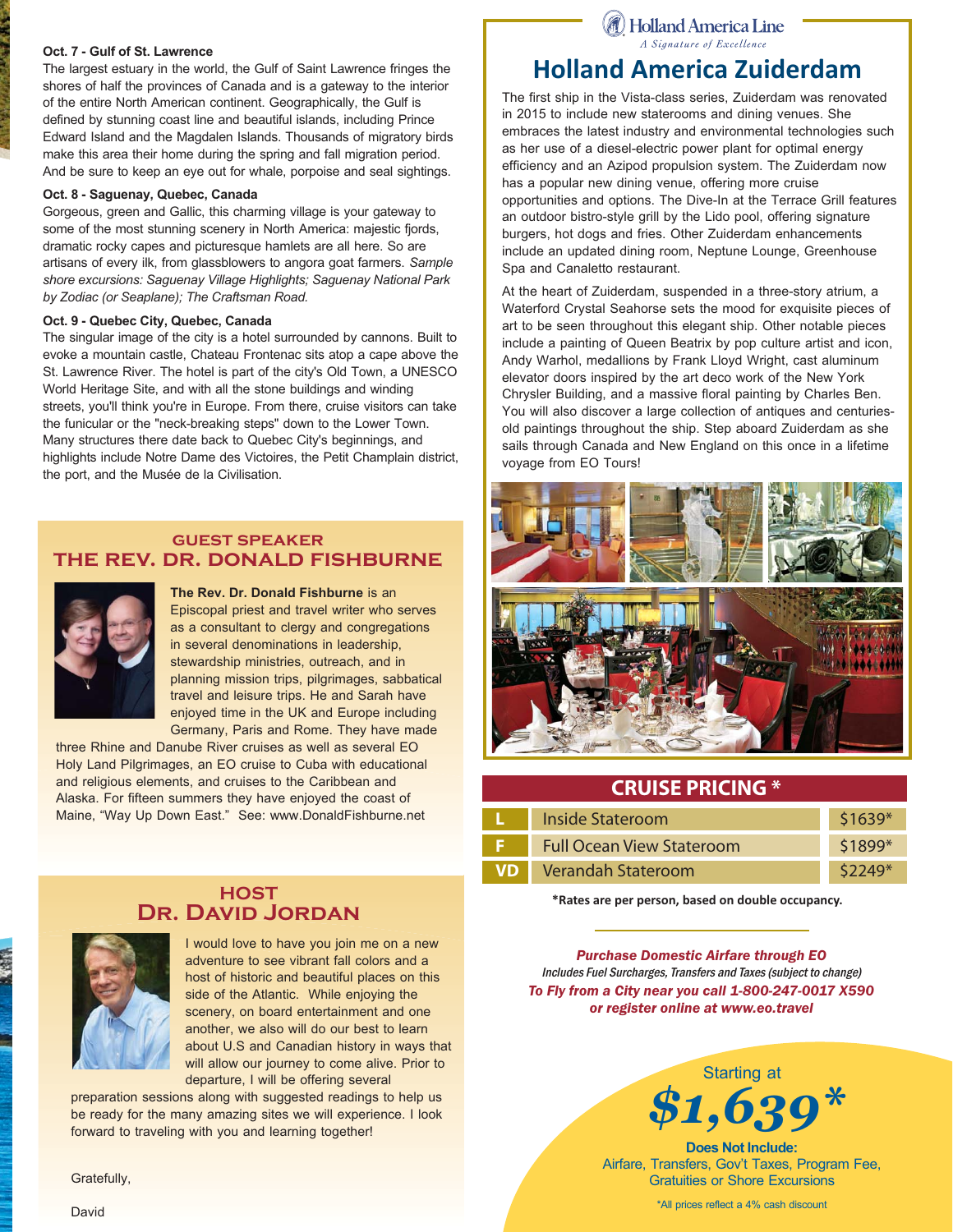**Oct. 7 - Gulf of St. Lawrence**

The largest estuary in the world, the Gulf of Saint Lawrence fringes the shores of half the provinces of Canada and is a gateway to the interior of the entire North American continent. Geographically, the Gulf is defined by stunning coast line and beautiful islands, including Prince Edward Island and the Magdalen Islands. Thousands of migratory birds make this area their home during the spring and fall migration period. And be sure to keep an eye out for whale, porpoise and seal sightings.

**Oct. 8 - Saguenay, Quebec, Canada**

Gorgeous, green and Gallic, this charming village is your gateway to some of the most stunning scenery in North America: majestic fjords, dramatic rocky capes and picturesque hamlets are all here. So are artisans of every ilk, from glassblowers to angora goat farmers. *Sample shore excursions: Saguenay Village Highlights; Saguenay National Park by Zodiac (or Seaplane); The Craftsman Road.*

**Oct. 9 - Quebec City, Quebec, Canada**

The singular image of the city is a hotel surrounded by cannons. Built to evoke a mountain castle, Chateau Frontenac sits atop a cape above the St. Lawrence River. The hotel is part of the city's Old Town, a UNESCO World Heritage Site, and with all the stone buildings and winding streets, you'll think you're in Europe. From there, cruise visitors can take the funicular or the "neck-breaking steps" down to the Lower Town. Many structures there date back to Quebec City's beginnings, and highlights include Notre Dame des Victoires, the Petit Champlain district, the port, and the Musée de la Civilisation.

## GUEST SPEAKER
## THE REV. DR. DONALD FISHBURNE

**The Rev. Dr. Donald Fishburne** is an Episcopal priest and travel writer who serves as a consultant to clergy and congregations in several denominations in leadership, stewardship ministries, outreach, and in planning mission trips, pilgrimages, sabbatical travel and leisure trips. He and Sarah have enjoyed time in the UK and Europe including Germany, Paris and Rome. They have made three Rhine and Danube River cruises as well as several EO Holy Land Pilgrimages, an EO cruise to Cuba with educational and religious elements, and cruises to the Caribbean and Alaska. For fifteen summers they have enjoyed the coast of Maine, "Way Up Down East." See: www.DonaldFishburne.net

## HOST
## DR. DAVID JORDAN

I would love to have you join me on a new adventure to see vibrant fall colors and a host of historic and beautiful places on this side of the Atlantic. While enjoying the scenery, on board entertainment and one another, we also will do our best to learn about U.S and Canadian history in ways that will allow our journey to come alive. Prior to departure, I will be offering several preparation sessions along with suggested readings to help us be ready for the many amazing sites we will experience. I look forward to traveling with you and learning together!

Gratefully,

David

Holland America Line
*A Signature of Excellence*

## Holland America Zuiderdam

The first ship in the Vista-class series, Zuiderdam was renovated in 2015 to include new staterooms and dining venues. She embraces the latest industry and environmental technologies such as her use of a diesel-electric power plant for optimal energy efficiency and an Azipod propulsion system. The Zuiderdam now has a popular new dining venue, offering more cruise opportunities and options. The Dive-In at the Terrace Grill features an outdoor bistro-style grill by the Lido pool, offering signature burgers, hot dogs and fries. Other Zuiderdam enhancements include an updated dining room, Neptune Lounge, Greenhouse Spa and Canaletto restaurant.

At the heart of Zuiderdam, suspended in a three-story atrium, a Waterford Crystal Seahorse sets the mood for exquisite pieces of art to be seen throughout this elegant ship. Other notable pieces include a painting of Queen Beatrix by pop culture artist and icon, Andy Warhol, medallions by Frank Lloyd Wright, cast aluminum elevator doors inspired by the art deco work of the New York Chrysler Building, and a massive floral painting by Charles Ben. You will also discover a large collection of antiques and centuries-old paintings throughout the ship. Step aboard Zuiderdam as she sails through Canada and New England on this once in a lifetime voyage from EO Tours!

## CRUISE PRICING *

| | | |
|---|---|---|
| L | Inside Stateroom | $1639* |
| F | Full Ocean View Stateroom | $1899* |
| VD | Verandah Stateroom | $2249* |

**\*Rates are per person, based on double occupancy.**

***Purchase Domestic Airfare through EO***
*Includes Fuel Surcharges, Transfers and Taxes (subject to change)*
***To Fly from a City near you call 1-800-247-0017 X590 or register online at www.eo.travel***

Starting at
**$1,639\***

**Does Not Include:**
Airfare, Transfers, Gov't Taxes, Program Fee, Gratuities or Shore Excursions

\*All prices reflect a 4% cash discount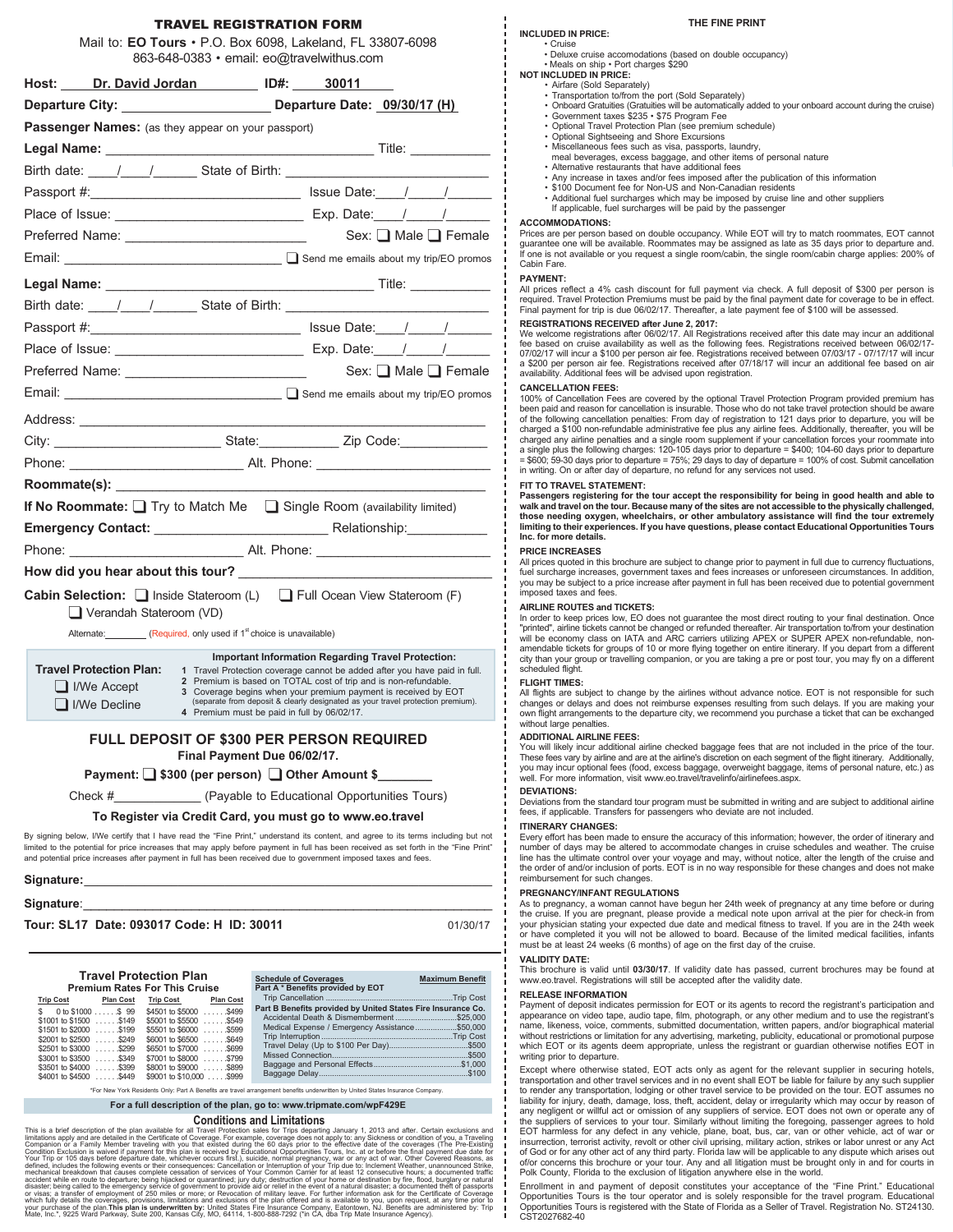# TRAVEL REGISTRATION FORM

Mail to: **EO Tours** • P.O. Box 6098, Lakeland, FL 33807-6098
863-648-0383 • email: eo@travelwithus.com

**Host:** Dr. David Jordan **ID#:** 30011

**Departure City:** ____________________ **Departure Date:** 09/30/17 (H)

**Passenger Names:** (as they appear on your passport)

**Legal Name:** ________________________________ Title: __________

Birth date: ____/____/______ State of Birth: ________________________

Passport #: ________________________ Issue Date: ____/_____/______

Place of Issue: ________________________ Exp. Date: ____/_____/______

Preferred Name: ______________________ Sex: ❑ Male ❑ Female

Email: ______________________________ ❑ Send me emails about my trip/EO promos

**Legal Name:** ________________________________ Title: __________

Birth date: ____/____/______ State of Birth: ________________________

Passport #: ________________________ Issue Date: ____/_____/______

Place of Issue: ________________________ Exp. Date: ____/_____/______

Preferred Name: ______________________ Sex: ❑ Male ❑ Female

Email: ______________________________ ❑ Send me emails about my trip/EO promos

Address: ______________________________________________

City: ____________________ State: __________ Zip Code: ____________

Phone: ______________________ Alt. Phone: ______________________

**Roommate(s):** ______________________________________________

**If No Roommate:** ❑ Try to Match Me ❑ Single Room (availability limited)

**Emergency Contact:** ______________________ Relationship: __________

Phone: ______________________ Alt. Phone: ______________________

**How did you hear about this tour?** ______________________________

**Cabin Selection:** ❑ Inside Stateroom (L) ❑ Full Ocean View Stateroom (F)
❑ Verandah Stateroom (VD)

Alternate: ________ (Required, only used if 1st choice is unavailable)

**Travel Protection Plan:**
❑ I/We Accept
❑ I/We Decline

**Important Information Regarding Travel Protection:**
1. Travel Protection coverage cannot be added after you have paid in full.
2. Premium is based on TOTAL cost of trip and is non-refundable.
3. Coverage begins when your premium payment is received by EOT (separate from deposit & clearly designated as your travel protection premium).
4. Premium must be paid in full by 06/02/17.

## FULL DEPOSIT OF $300 PER PERSON REQUIRED

**Final Payment Due 06/02/17.**

**Payment:** ❑ **$300 (per person)** ❑ **Other Amount $________**

Check #____________ (Payable to Educational Opportunities Tours)

**To Register via Credit Card, you must go to www.eo.travel**

By signing below, I/We certify that I have read the "Fine Print," understand its content, and agree to its terms including but not limited to the potential for price increases that may apply before payment in full has been received as set forth in the "Fine Print" and potential price increases after payment in full has been received due to government imposed taxes and fees.

**Signature:** ______________________________________________

**Signature:** ______________________________________________

**Tour: SL17 Date: 093017 Code: H ID: 30011** 01/30/17

### Travel Protection Plan
**Premium Rates For This Cruise**

| Trip Cost | Plan Cost | Trip Cost | Plan Cost |
|---|---|---|---|
| $ 0 to $1000 | $ 99 | $4501 to $5000 | $499 |
| $1001 to $1500 | $149 | $5001 to $5500 | $549 |
| $1501 to $2000 | $199 | $5501 to $6000 | $599 |
| $2001 to $2500 | $249 | $6001 to $6500 | $649 |
| $2501 to $3000 | $299 | $6501 to $7000 | $699 |
| $3001 to $3500 | $349 | $7001 to $8000 | $799 |
| $3501 to $4000 | $399 | $8001 to $9000 | $899 |
| $4001 to $4500 | $449 | $9001 to $10,000 | $999 |

| Schedule of Coverages | Maximum Benefit |
|---|---|
| **Part A * Benefits provided by EOT** | |
| Trip Cancellation | Trip Cost |
| **Part B Benefits provided by United States Fire Insurance Co.** | |
| Accidental Death & Dismemberment | $25,000 |
| Medical Expense / Emergency Assistance | $50,000 |
| Trip Interruption | Trip Cost |
| Travel Delay (Up to $100 Per Day) | $500 |
| Missed Connection | $500 |
| Baggage and Personal Effects | $1,000 |
| Baggage Delay | $100 |

*For New York Residents Only: Part A Benefits are travel arrangement benefits underwritten by United States Insurance Company.

**For a full description of the plan, go to: www.tripmate.com/wpF429E**

### Conditions and Limitations

This is a brief description of the plan available for all Travel Protection sales for Trips departing January 1, 2013 and after. Certain exclusions and limitations apply and are detailed in the Certificate of Coverage. For example, coverage does not apply to: any Sickness or condition of you, a Traveling Companion or a Family Member traveling with you that existed during the 60 days prior to the effective date of the coverages (The Pre-Existing Condition Exclusion is waived if payment for this plan is received by Educational Opportunities Tours, Inc. at or before the final payment due for Your Trip or 105 days before departure date, whichever occurs first.), suicide, normal pregnancy, war or any act of war. Other Covered Reasons, as defined, includes the following events or their consequences: Cancellation or Interruption of your Trip due to: Inclement Weather, unannounced Strike, mechanical breakdown that causes complete cessation of services of Your Common Carrier for at least 12 consecutive hours; a documented traffic accident while en route to departure; being hijacked or quarantined; jury duty; destruction of your home or destination by fire, flood, burglary or natural disaster; being called to the emergency service of government to provide aid or relief in the event of a natural disaster; a documented theft of passports or visas; a transfer of employment of 250 miles or more; or Revocation of military leave. For further information ask for the Certificate of Coverage which fully details the coverages, provisions, limitations and exclusions of the plan offered and is available to you, upon request, at any time prior to your purchase of the plan. **This plan is underwritten by:** United States Fire Insurance Company, Eatontown, NJ. Benefits are administered by: Trip Mate, Inc.*, 9225 Ward Parkway, Suite 200, Kansas City, MO, 64114, 1-800-888-7292 (*in CA, dba Trip Mate Insurance Agency).

## THE FINE PRINT

**INCLUDED IN PRICE:**
- Cruise
- Deluxe cruise accomodations (based on double occupancy)
- Meals on ship • Port charges $290

**NOT INCLUDED IN PRICE:**
- Airfare (Sold Separately)
- Transportation to/from the port (Sold Separately)
- Onboard Gratuities (Gratuities will be automatically added to your onboard account during the cruise)
- Government taxes $235 • $75 Program Fee
- Optional Travel Protection Plan (see premium schedule)
- Optional Sightseeing and Shore Excursions
- Miscellaneous fees such as visa, passports, laundry, meal beverages, excess baggage, and other items of personal nature
- Alternative restaurants that have additional fees
- Any increase in taxes and/or fees imposed after the publication of this information
- $100 Document fee for Non-US and Non-Canadian residents
- Additional fuel surcharges which may be imposed by cruise line and other suppliers. If applicable, fuel surcharges will be paid by the passenger

**ACCOMMODATIONS:**
Prices are per person based on double occupancy. While EOT will try to match roommates, EOT cannot guarantee one will be available. Roommates may be assigned as late as 35 days prior to departure and. If one is not available or you request a single room/cabin, the single room/cabin charge applies: 200% of Cabin Fare.

**PAYMENT:**
All prices reflect a 4% cash discount for full payment via check. A full deposit of $300 per person is required. Travel Protection Premiums must be paid by the final payment date for coverage to be in effect. Final payment for trip is due 06/02/17. Thereafter, a late payment fee of $100 will be assessed.

**REGISTRATIONS RECEIVED after June 2, 2017:**
We welcome registrations after 06/02/17. All Registrations received after this date may incur an additional fee based on cruise availability as well as the following fees. Registrations received between 06/02/17-07/02/17 will incur a $100 per person air fee. Registrations received between 07/03/17 - 07/17/17 will incur a $200 per person air fee. Registrations received after 07/18/17 will incur an additional fee based on air availability. Additional fees will be advised upon registration.

**CANCELLATION FEES:**
100% of Cancellation Fees are covered by the optional Travel Protection Program provided premium has been paid and reason for cancellation is insurable. Those who do not take travel protection should be aware of the following cancellation penalties: From day of registration to 121 days prior to departure, you will be charged a $100 non-refundable administrative fee plus any airline fees. Additionally, thereafter, you will be charged any airline penalties and a single room supplement if your cancellation forces your roommate into a single plus the following charges: 120-105 days prior to departure = $400; 104-60 days prior to departure = $600; 59-30 days prior to departure = 75%; 29 days to day of departure = 100% of cost. Submit cancellation in writing. On or after day of departure, no refund for any services not used.

**FIT TO TRAVEL STATEMENT:**
**Passengers registering for the tour accept the responsibility for being in good health and able to walk and travel on the tour. Because many of the sites are not accessible to the physically challenged, those needing oxygen, wheelchairs, or other ambulatory assistance will find the tour extremely limiting to their experiences. If you have questions, please contact Educational Opportunities Tours Inc. for more details.**

**PRICE INCREASES**
All prices quoted in this brochure are subject to change prior to payment in full due to currency fluctuations, fuel surcharge increases, government taxes and fees increases or unforeseen circumstances. In addition, you may be subject to a price increase after payment in full has been received due to potential government imposed taxes and fees.

**AIRLINE ROUTES and TICKETS:**
In order to keep prices low, EO does not guarantee the most direct routing to your final destination. Once "printed", airline tickets cannot be changed or refunded thereafter. Air transportation to/from your destination will be economy class on IATA and ARC carriers utilizing APEX or SUPER APEX non-refundable, non-amendable tickets for groups of 10 or more flying together on entire itinerary. If you depart from a different city than your group or travelling companion, or you are taking a pre or post tour, you may fly on a different scheduled flight.

**FLIGHT TIMES:**
All flights are subject to change by the airlines without advance notice. EOT is not responsible for such changes or delays and does not reimburse expenses resulting from such delays. If you are making your own flight arrangements to the departure city, we recommend you purchase a ticket that can be exchanged without large penalties.

**ADDITIONAL AIRLINE FEES:**
You will likely incur additional airline checked baggage fees that are not included in the price of the tour. These fees vary by airline and are at the airline's discretion on each segment of the flight itinerary. Additionally, you may incur optional fees (food, excess baggage, overweight baggage, items of personal nature, etc.) as well. For more information, visit www.eo.travel/travelinfo/airlinefees.aspx.

**DEVIATIONS:**
Deviations from the standard tour program must be submitted in writing and are subject to additional airline fees, if applicable. Transfers for passengers who deviate are not included.

**ITINERARY CHANGES:**
Every effort has been made to ensure the accuracy of this information; however, the order of itinerary and number of days may be altered to accommodate changes in cruise schedules and weather. The cruise line has the ultimate control over your voyage and may, without notice, alter the length of the cruise and the order of and/or inclusion of ports. EOT is in no way responsible for these changes and does not make reimbursement for such changes.

**PREGNANCY/INFANT REGULATIONS**
As to pregnancy, a woman cannot have begun her 24th week of pregnancy at any time before or during the cruise. If you are pregnant, please provide a medical note upon arrival at the pier for check-in from your physician stating your expected due date and medical fitness to travel. If you are in the 24th week or have completed it you will not be allowed to board. Because of the limited medical facilities, infants must be at least 24 weeks (6 months) of age on the first day of the cruise.

**VALIDITY DATE:**
This brochure is valid until **03/30/17**. If validity date has passed, current brochures may be found at www.eo.travel. Registrations will still be accepted after the validity date.

**RELEASE INFORMATION**
Payment of deposit indicates permission for EOT or its agents to record the registrant's participation and appearance on video tape, audio tape, film, photograph, or any other medium and to use the registrant's name, likeness, voice, comments, submitted documentation, written papers, and/or biographical material without restrictions or limitation for any advertising, marketing, publicity, educational or promotional purpose which EOT or its agents deem appropriate, unless the registrant or guardian otherwise notifies EOT in writing prior to departure.

Except where otherwise stated, EOT acts only as agent for the relevant supplier in securing hotels, transportation and other travel services and in no event shall EOT be liable for failure by any such supplier to render any transportation, lodging or other travel service to be provided on the tour. EOT assumes no liability for injury, death, damage, loss, theft, accident, delay or irregularity which may occur by reason of any negligent or willful act or omission of any suppliers of service. EOT does not own or operate any of the suppliers of services to your tour. Similarly without limiting the foregoing, passenger agrees to hold EOT harmless for any defect in any vehicle, plane, boat, bus, car, van or other vehicle, act of war or insurrection, terrorist activity, revolt or other civil uprising, military action, strikes or labor unrest or any Act of God or for any other act of any third party. Florida law will be applicable to any dispute which arises out of/or concerns this brochure or your tour. Any and all litigation must be brought only in and for courts in Polk County, Florida to the exclusion of litigation anywhere else in the world.

Enrollment in and payment of deposit constitutes your acceptance of the "Fine Print." Educational Opportunities Tours is the tour operator and is solely responsible for the travel program. Educational Opportunities Tours is registered with the State of Florida as a Seller of Travel. Registration No. ST24130. CST2027682-40